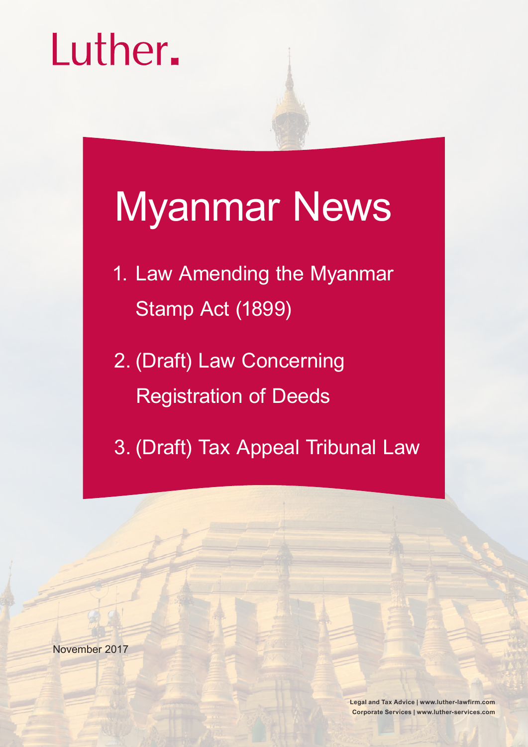Luther.

# Myanmar News

1. Law Amending the Myanmar Stamp Act (1899)
2. (Draft) Law Concerning Registration of Deeds
3. (Draft) Tax Appeal Tribunal Law

November 2017

**Legal and Tax Advice | www.luther-lawfirm.com**
**Corporate Services | www.luther-services.com**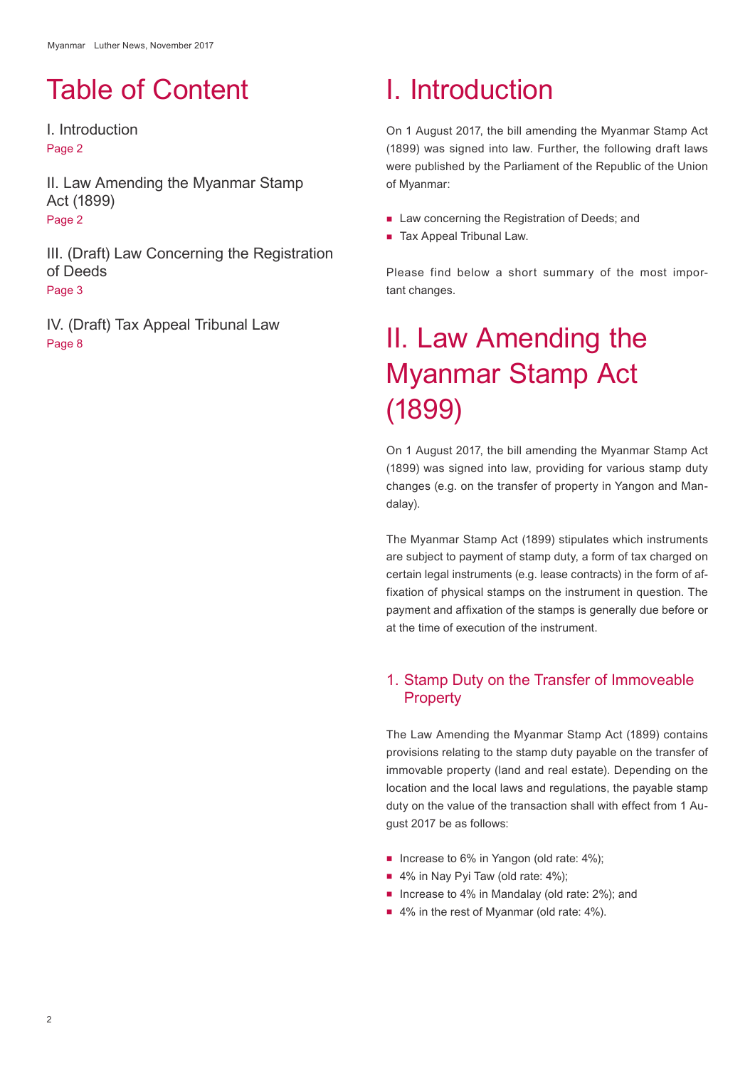# Table of Content

I. Introduction
Page 2

II. Law Amending the Myanmar Stamp Act (1899)
Page 2

III. (Draft) Law Concerning the Registration of Deeds
Page 3

IV. (Draft) Tax Appeal Tribunal Law
Page 8

# I. Introduction

On 1 August 2017, the bill amending the Myanmar Stamp Act (1899) was signed into law. Further, the following draft laws were published by the Parliament of the Republic of the Union of Myanmar:

- Law concerning the Registration of Deeds; and
- Tax Appeal Tribunal Law.

Please find below a short summary of the most important changes.

# II. Law Amending the Myanmar Stamp Act (1899)

On 1 August 2017, the bill amending the Myanmar Stamp Act (1899) was signed into law, providing for various stamp duty changes (e.g. on the transfer of property in Yangon and Mandalay).

The Myanmar Stamp Act (1899) stipulates which instruments are subject to payment of stamp duty, a form of tax charged on certain legal instruments (e.g. lease contracts) in the form of affixation of physical stamps on the instrument in question. The payment and affixation of the stamps is generally due before or at the time of execution of the instrument.

## 1. Stamp Duty on the Transfer of Immoveable Property

The Law Amending the Myanmar Stamp Act (1899) contains provisions relating to the stamp duty payable on the transfer of immovable property (land and real estate). Depending on the location and the local laws and regulations, the payable stamp duty on the value of the transaction shall with effect from 1 August 2017 be as follows:

- Increase to 6% in Yangon (old rate: 4%);
- 4% in Nay Pyi Taw (old rate: 4%);
- Increase to 4% in Mandalay (old rate: 2%); and
- 4% in the rest of Myanmar (old rate: 4%).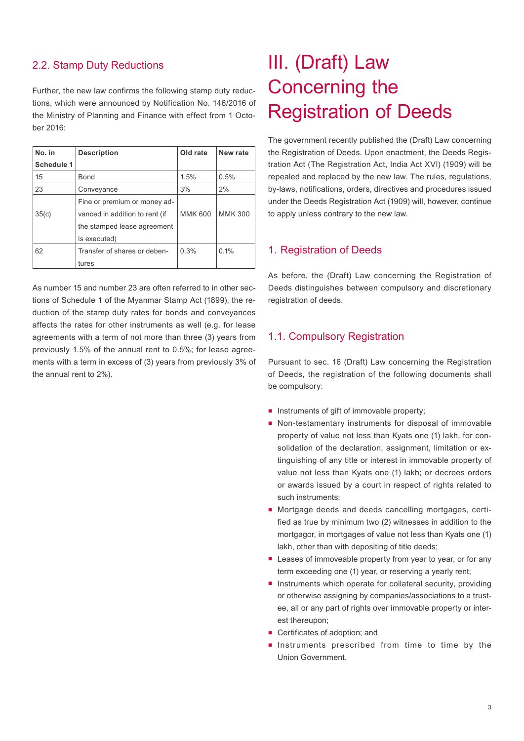### 2.2. Stamp Duty Reductions

Further, the new law confirms the following stamp duty reductions, which were announced by Notification No. 146/2016 of the Ministry of Planning and Finance with effect from 1 October 2016:

| No. in Schedule 1 | Description | Old rate | New rate |
|---|---|---|---|
| 15 | Bond | 1.5% | 0.5% |
| 23 | Conveyance | 3% | 2% |
| 35(c) | Fine or premium or money advanced in addition to rent (if the stamped lease agreement is executed) | MMK 600 | MMK 300 |
| 62 | Transfer of shares or debentures | 0.3% | 0.1% |

As number 15 and number 23 are often referred to in other sections of Schedule 1 of the Myanmar Stamp Act (1899), the reduction of the stamp duty rates for bonds and conveyances affects the rates for other instruments as well (e.g. for lease agreements with a term of not more than three (3) years from previously 1.5% of the annual rent to 0.5%; for lease agreements with a term in excess of (3) years from previously 3% of the annual rent to 2%).

# III. (Draft) Law Concerning the Registration of Deeds

The government recently published the (Draft) Law concerning the Registration of Deeds. Upon enactment, the Deeds Registration Act (The Registration Act, India Act XVI) (1909) will be repealed and replaced by the new law. The rules, regulations, by-laws, notifications, orders, directives and procedures issued under the Deeds Registration Act (1909) will, however, continue to apply unless contrary to the new law.

## 1. Registration of Deeds

As before, the (Draft) Law concerning the Registration of Deeds distinguishes between compulsory and discretionary registration of deeds.

### 1.1. Compulsory Registration

Pursuant to sec. 16 (Draft) Law concerning the Registration of Deeds, the registration of the following documents shall be compulsory:

- Instruments of gift of immovable property;
- Non-testamentary instruments for disposal of immovable property of value not less than Kyats one (1) lakh, for consolidation of the declaration, assignment, limitation or extinguishing of any title or interest in immovable property of value not less than Kyats one (1) lakh; or decrees orders or awards issued by a court in respect of rights related to such instruments;
- Mortgage deeds and deeds cancelling mortgages, certified as true by minimum two (2) witnesses in addition to the mortgagor, in mortgages of value not less than Kyats one (1) lakh, other than with depositing of title deeds;
- Leases of immoveable property from year to year, or for any term exceeding one (1) year, or reserving a yearly rent;
- Instruments which operate for collateral security, providing or otherwise assigning by companies/associations to a trustee, all or any part of rights over immovable property or interest thereupon;
- Certificates of adoption; and
- Instruments prescribed from time to time by the Union Government.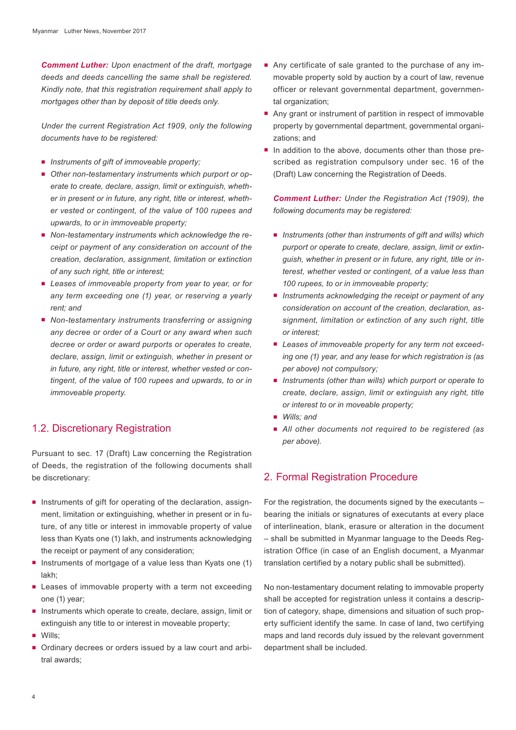***Comment Luther:*** *Upon enactment of the draft, mortgage deeds and deeds cancelling the same shall be registered. Kindly note, that this registration requirement shall apply to mortgages other than by deposit of title deeds only.*

*Under the current Registration Act 1909, only the following documents have to be registered:*

- *Instruments of gift of immoveable property;*
- *Other non-testamentary instruments which purport or operate to create, declare, assign, limit or extinguish, whether in present or in future, any right, title or interest, whether vested or contingent, of the value of 100 rupees and upwards, to or in immoveable property;*
- *Non-testamentary instruments which acknowledge the receipt or payment of any consideration on account of the creation, declaration, assignment, limitation or extinction of any such right, title or interest;*
- *Leases of immoveable property from year to year, or for any term exceeding one (1) year, or reserving a yearly rent; and*
- *Non-testamentary instruments transferring or assigning any decree or order of a Court or any award when such decree or order or award purports or operates to create, declare, assign, limit or extinguish, whether in present or in future, any right, title or interest, whether vested or contingent, of the value of 100 rupees and upwards, to or in immoveable property.*

## 1.2. Discretionary Registration

Pursuant to sec. 17 (Draft) Law concerning the Registration of Deeds, the registration of the following documents shall be discretionary:

- Instruments of gift for operating of the declaration, assignment, limitation or extinguishing, whether in present or in future, of any title or interest in immovable property of value less than Kyats one (1) lakh, and instruments acknowledging the receipt or payment of any consideration;
- Instruments of mortgage of a value less than Kyats one (1) lakh;
- Leases of immovable property with a term not exceeding one (1) year;
- Instruments which operate to create, declare, assign, limit or extinguish any title to or interest in moveable property;
- Wills;
- Ordinary decrees or orders issued by a law court and arbitral awards;
- Any certificate of sale granted to the purchase of any immovable property sold by auction by a court of law, revenue officer or relevant governmental department, governmental organization;
- Any grant or instrument of partition in respect of immovable property by governmental department, governmental organizations; and
- In addition to the above, documents other than those prescribed as registration compulsory under sec. 16 of the (Draft) Law concerning the Registration of Deeds.

***Comment Luther:*** *Under the Registration Act (1909), the following documents may be registered:*

- *Instruments (other than instruments of gift and wills) which purport or operate to create, declare, assign, limit or extinguish, whether in present or in future, any right, title or interest, whether vested or contingent, of a value less than 100 rupees, to or in immoveable property;*
- *Instruments acknowledging the receipt or payment of any consideration on account of the creation, declaration, assignment, limitation or extinction of any such right, title or interest;*
- *Leases of immoveable property for any term not exceeding one (1) year, and any lease for which registration is (as per above) not compulsory;*
- *Instruments (other than wills) which purport or operate to create, declare, assign, limit or extinguish any right, title or interest to or in moveable property;*
- *Wills; and*
- *All other documents not required to be registered (as per above).*

## 2. Formal Registration Procedure

For the registration, the documents signed by the executants – bearing the initials or signatures of executants at every place of interlineation, blank, erasure or alteration in the document – shall be submitted in Myanmar language to the Deeds Registration Office (in case of an English document, a Myanmar translation certified by a notary public shall be submitted).

No non-testamentary document relating to immovable property shall be accepted for registration unless it contains a description of category, shape, dimensions and situation of such property sufficient identify the same. In case of land, two certifying maps and land records duly issued by the relevant government department shall be included.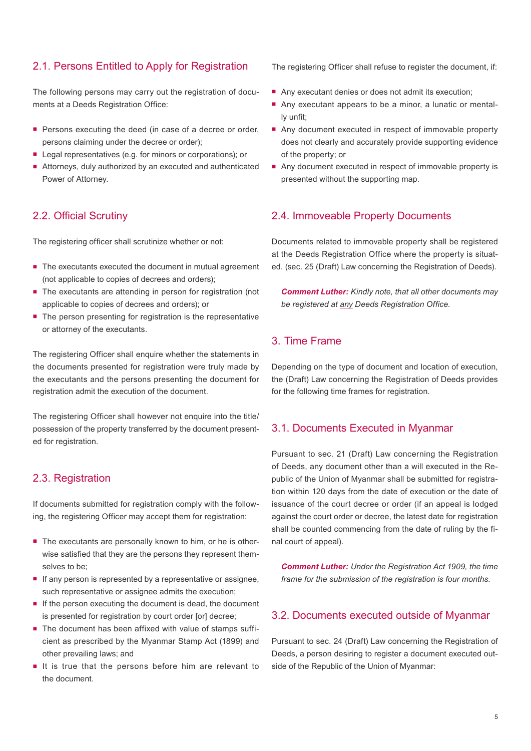## 2.1. Persons Entitled to Apply for Registration

The following persons may carry out the registration of documents at a Deeds Registration Office:

- Persons executing the deed (in case of a decree or order, persons claiming under the decree or order);
- Legal representatives (e.g. for minors or corporations); or
- Attorneys, duly authorized by an executed and authenticated Power of Attorney.

## 2.2. Official Scrutiny

The registering officer shall scrutinize whether or not:

- The executants executed the document in mutual agreement (not applicable to copies of decrees and orders);
- The executants are attending in person for registration (not applicable to copies of decrees and orders); or
- The person presenting for registration is the representative or attorney of the executants.

The registering Officer shall enquire whether the statements in the documents presented for registration were truly made by the executants and the persons presenting the document for registration admit the execution of the document.

The registering Officer shall however not enquire into the title/possession of the property transferred by the document presented for registration.

## 2.3. Registration

If documents submitted for registration comply with the following, the registering Officer may accept them for registration:

- The executants are personally known to him, or he is otherwise satisfied that they are the persons they represent themselves to be;
- If any person is represented by a representative or assignee, such representative or assignee admits the execution;
- If the person executing the document is dead, the document is presented for registration by court order [or] decree;
- The document has been affixed with value of stamps sufficient as prescribed by the Myanmar Stamp Act (1899) and other prevailing laws; and
- It is true that the persons before him are relevant to the document.

The registering Officer shall refuse to register the document, if:

- Any executant denies or does not admit its execution;
- Any executant appears to be a minor, a lunatic or mentally unfit;
- Any document executed in respect of immovable property does not clearly and accurately provide supporting evidence of the property; or
- Any document executed in respect of immovable property is presented without the supporting map.

## 2.4. Immoveable Property Documents

Documents related to immovable property shall be registered at the Deeds Registration Office where the property is situated. (sec. 25 (Draft) Law concerning the Registration of Deeds).

> ***Comment Luther:*** *Kindly note, that all other documents may be registered at any Deeds Registration Office.*

# 3. Time Frame

Depending on the type of document and location of execution, the (Draft) Law concerning the Registration of Deeds provides for the following time frames for registration.

## 3.1. Documents Executed in Myanmar

Pursuant to sec. 21 (Draft) Law concerning the Registration of Deeds, any document other than a will executed in the Republic of the Union of Myanmar shall be submitted for registration within 120 days from the date of execution or the date of issuance of the court decree or order (if an appeal is lodged against the court order or decree, the latest date for registration shall be counted commencing from the date of ruling by the final court of appeal).

> ***Comment Luther:*** *Under the Registration Act 1909, the time frame for the submission of the registration is four months.*

## 3.2. Documents executed outside of Myanmar

Pursuant to sec. 24 (Draft) Law concerning the Registration of Deeds, a person desiring to register a document executed outside of the Republic of the Union of Myanmar: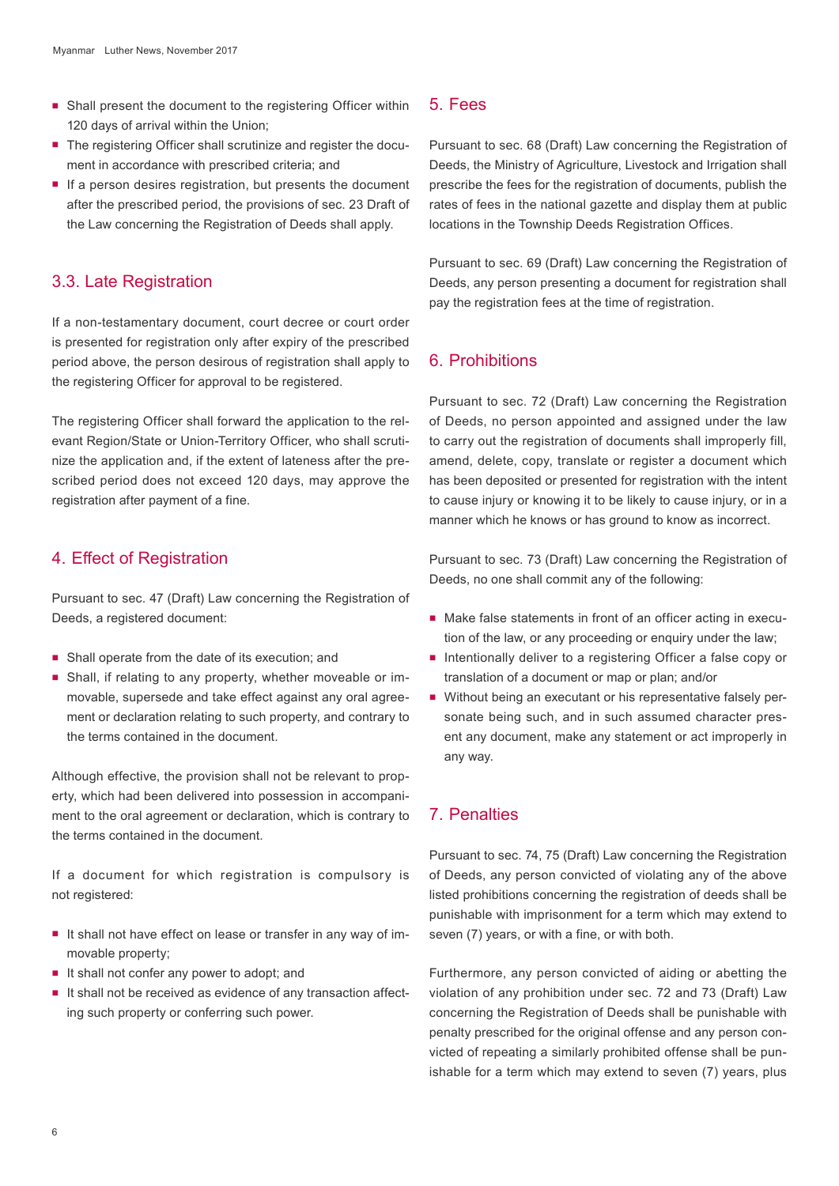- Shall present the document to the registering Officer within 120 days of arrival within the Union;
- The registering Officer shall scrutinize and register the document in accordance with prescribed criteria; and
- If a person desires registration, but presents the document after the prescribed period, the provisions of sec. 23 Draft of the Law concerning the Registration of Deeds shall apply.

## 3.3. Late Registration

If a non-testamentary document, court decree or court order is presented for registration only after expiry of the prescribed period above, the person desirous of registration shall apply to the registering Officer for approval to be registered.

The registering Officer shall forward the application to the relevant Region/State or Union-Territory Officer, who shall scrutinize the application and, if the extent of lateness after the prescribed period does not exceed 120 days, may approve the registration after payment of a fine.

## 4. Effect of Registration

Pursuant to sec. 47 (Draft) Law concerning the Registration of Deeds, a registered document:

- Shall operate from the date of its execution; and
- Shall, if relating to any property, whether moveable or immovable, supersede and take effect against any oral agreement or declaration relating to such property, and contrary to the terms contained in the document.

Although effective, the provision shall not be relevant to property, which had been delivered into possession in accompaniment to the oral agreement or declaration, which is contrary to the terms contained in the document.

If a document for which registration is compulsory is not registered:

- It shall not have effect on lease or transfer in any way of immovable property;
- It shall not confer any power to adopt; and
- It shall not be received as evidence of any transaction affecting such property or conferring such power.

## 5. Fees

Pursuant to sec. 68 (Draft) Law concerning the Registration of Deeds, the Ministry of Agriculture, Livestock and Irrigation shall prescribe the fees for the registration of documents, publish the rates of fees in the national gazette and display them at public locations in the Township Deeds Registration Offices.

Pursuant to sec. 69 (Draft) Law concerning the Registration of Deeds, any person presenting a document for registration shall pay the registration fees at the time of registration.

## 6. Prohibitions

Pursuant to sec. 72 (Draft) Law concerning the Registration of Deeds, no person appointed and assigned under the law to carry out the registration of documents shall improperly fill, amend, delete, copy, translate or register a document which has been deposited or presented for registration with the intent to cause injury or knowing it to be likely to cause injury, or in a manner which he knows or has ground to know as incorrect.

Pursuant to sec. 73 (Draft) Law concerning the Registration of Deeds, no one shall commit any of the following:

- Make false statements in front of an officer acting in execution of the law, or any proceeding or enquiry under the law;
- Intentionally deliver to a registering Officer a false copy or translation of a document or map or plan; and/or
- Without being an executant or his representative falsely personate being such, and in such assumed character present any document, make any statement or act improperly in any way.

## 7. Penalties

Pursuant to sec. 74, 75 (Draft) Law concerning the Registration of Deeds, any person convicted of violating any of the above listed prohibitions concerning the registration of deeds shall be punishable with imprisonment for a term which may extend to seven (7) years, or with a fine, or with both.

Furthermore, any person convicted of aiding or abetting the violation of any prohibition under sec. 72 and 73 (Draft) Law concerning the Registration of Deeds shall be punishable with penalty prescribed for the original offense and any person convicted of repeating a similarly prohibited offense shall be punishable for a term which may extend to seven (7) years, plus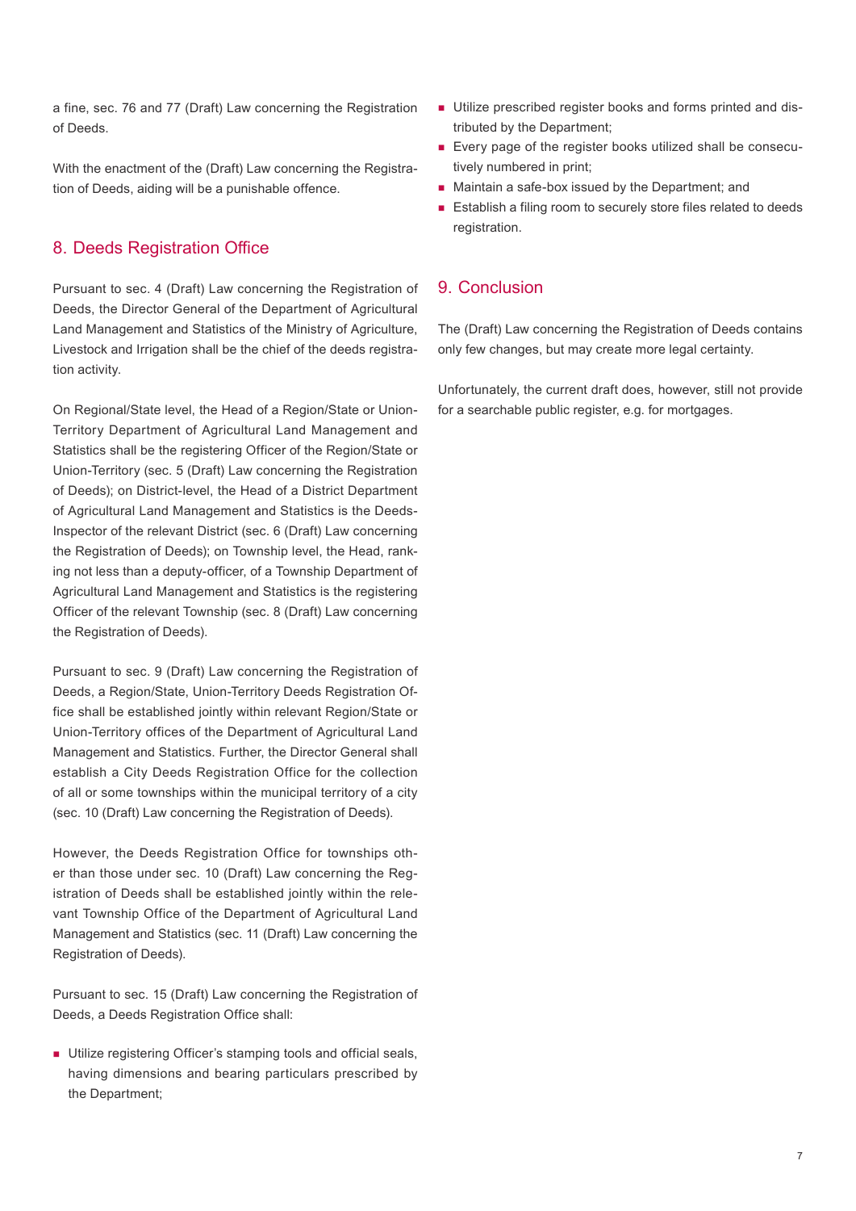a fine, sec. 76 and 77 (Draft) Law concerning the Registration of Deeds.

With the enactment of the (Draft) Law concerning the Registration of Deeds, aiding will be a punishable offence.

## 8. Deeds Registration Office

Pursuant to sec. 4 (Draft) Law concerning the Registration of Deeds, the Director General of the Department of Agricultural Land Management and Statistics of the Ministry of Agriculture, Livestock and Irrigation shall be the chief of the deeds registration activity.

On Regional/State level, the Head of a Region/State or Union-Territory Department of Agricultural Land Management and Statistics shall be the registering Officer of the Region/State or Union-Territory (sec. 5 (Draft) Law concerning the Registration of Deeds); on District-level, the Head of a District Department of Agricultural Land Management and Statistics is the Deeds-Inspector of the relevant District (sec. 6 (Draft) Law concerning the Registration of Deeds); on Township level, the Head, ranking not less than a deputy-officer, of a Township Department of Agricultural Land Management and Statistics is the registering Officer of the relevant Township (sec. 8 (Draft) Law concerning the Registration of Deeds).

Pursuant to sec. 9 (Draft) Law concerning the Registration of Deeds, a Region/State, Union-Territory Deeds Registration Office shall be established jointly within relevant Region/State or Union-Territory offices of the Department of Agricultural Land Management and Statistics. Further, the Director General shall establish a City Deeds Registration Office for the collection of all or some townships within the municipal territory of a city (sec. 10 (Draft) Law concerning the Registration of Deeds).

However, the Deeds Registration Office for townships other than those under sec. 10 (Draft) Law concerning the Registration of Deeds shall be established jointly within the relevant Township Office of the Department of Agricultural Land Management and Statistics (sec. 11 (Draft) Law concerning the Registration of Deeds).

Pursuant to sec. 15 (Draft) Law concerning the Registration of Deeds, a Deeds Registration Office shall:

- Utilize registering Officer's stamping tools and official seals, having dimensions and bearing particulars prescribed by the Department;
- Utilize prescribed register books and forms printed and distributed by the Department;
- Every page of the register books utilized shall be consecutively numbered in print;
- Maintain a safe-box issued by the Department; and
- Establish a filing room to securely store files related to deeds registration.

## 9. Conclusion

The (Draft) Law concerning the Registration of Deeds contains only few changes, but may create more legal certainty.

Unfortunately, the current draft does, however, still not provide for a searchable public register, e.g. for mortgages.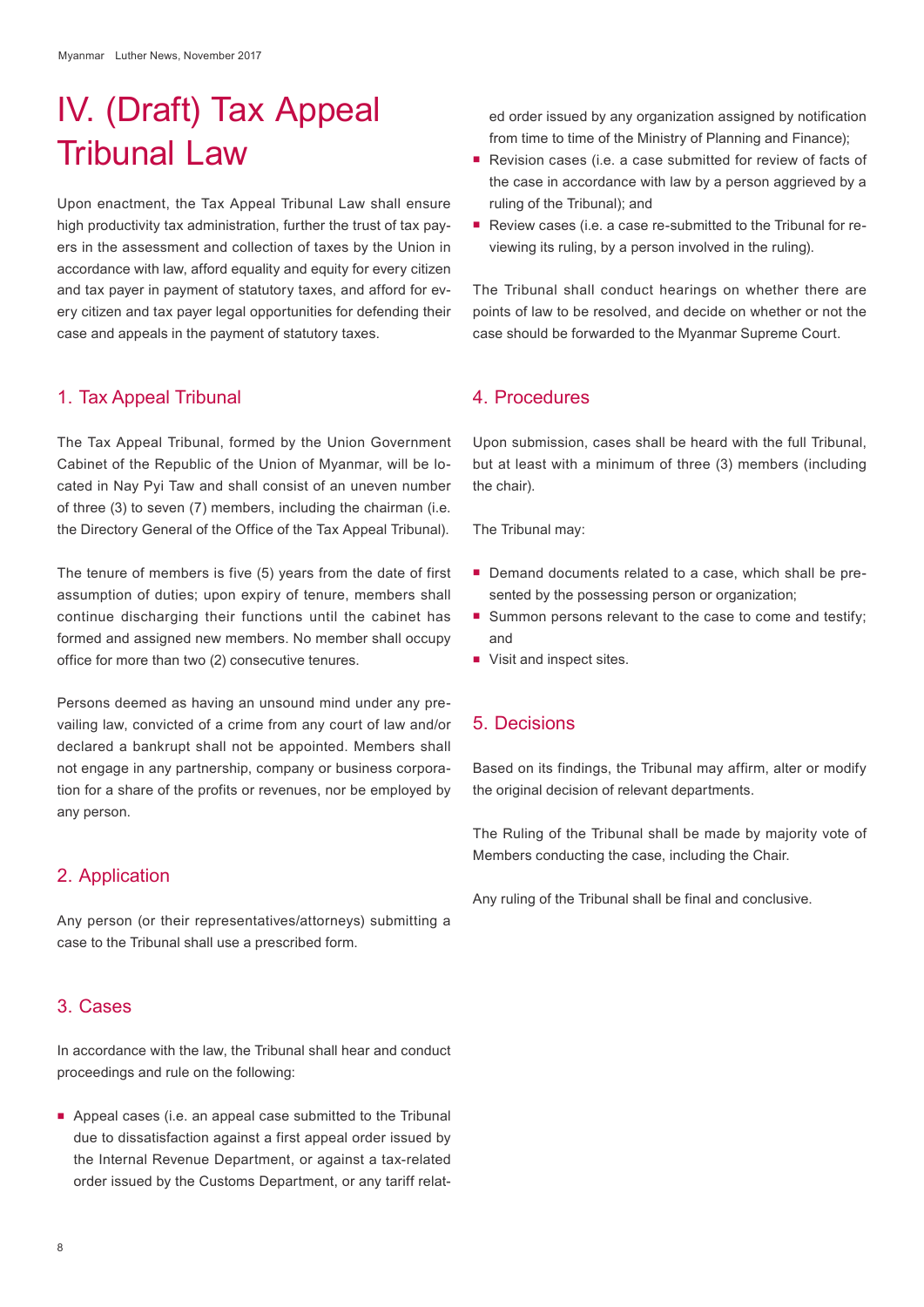# IV. (Draft) Tax Appeal Tribunal Law

Upon enactment, the Tax Appeal Tribunal Law shall ensure high productivity tax administration, further the trust of tax payers in the assessment and collection of taxes by the Union in accordance with law, afford equality and equity for every citizen and tax payer in payment of statutory taxes, and afford for every citizen and tax payer legal opportunities for defending their case and appeals in the payment of statutory taxes.

## 1. Tax Appeal Tribunal

The Tax Appeal Tribunal, formed by the Union Government Cabinet of the Republic of the Union of Myanmar, will be located in Nay Pyi Taw and shall consist of an uneven number of three (3) to seven (7) members, including the chairman (i.e. the Directory General of the Office of the Tax Appeal Tribunal).

The tenure of members is five (5) years from the date of first assumption of duties; upon expiry of tenure, members shall continue discharging their functions until the cabinet has formed and assigned new members. No member shall occupy office for more than two (2) consecutive tenures.

Persons deemed as having an unsound mind under any prevailing law, convicted of a crime from any court of law and/or declared a bankrupt shall not be appointed. Members shall not engage in any partnership, company or business corporation for a share of the profits or revenues, nor be employed by any person.

## 2. Application

Any person (or their representatives/attorneys) submitting a case to the Tribunal shall use a prescribed form.

## 3. Cases

In accordance with the law, the Tribunal shall hear and conduct proceedings and rule on the following:

- Appeal cases (i.e. an appeal case submitted to the Tribunal due to dissatisfaction against a first appeal order issued by the Internal Revenue Department, or against a tax-related order issued by the Customs Department, or any tariff related order issued by any organization assigned by notification from time to time of the Ministry of Planning and Finance);
- Revision cases (i.e. a case submitted for review of facts of the case in accordance with law by a person aggrieved by a ruling of the Tribunal); and
- Review cases (i.e. a case re-submitted to the Tribunal for reviewing its ruling, by a person involved in the ruling).

The Tribunal shall conduct hearings on whether there are points of law to be resolved, and decide on whether or not the case should be forwarded to the Myanmar Supreme Court.

## 4. Procedures

Upon submission, cases shall be heard with the full Tribunal, but at least with a minimum of three (3) members (including the chair).

The Tribunal may:

- Demand documents related to a case, which shall be presented by the possessing person or organization;
- Summon persons relevant to the case to come and testify; and
- Visit and inspect sites.

## 5. Decisions

Based on its findings, the Tribunal may affirm, alter or modify the original decision of relevant departments.

The Ruling of the Tribunal shall be made by majority vote of Members conducting the case, including the Chair.

Any ruling of the Tribunal shall be final and conclusive.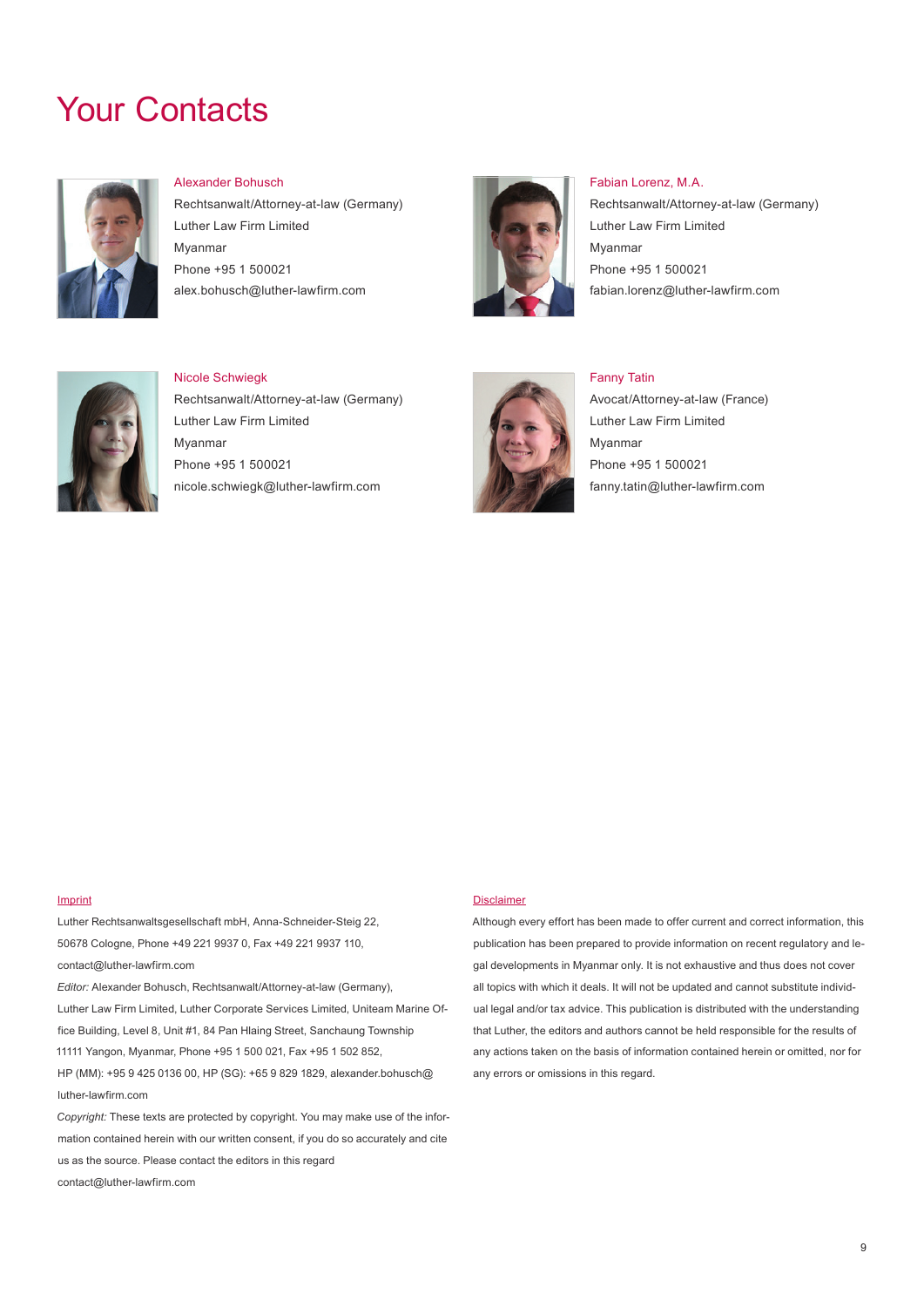# Your Contacts

Alexander Bohusch
Rechtsanwalt/Attorney-at-law (Germany)
Luther Law Firm Limited
Myanmar
Phone +95 1 500021
alex.bohusch@luther-lawfirm.com

Fabian Lorenz, M.A.
Rechtsanwalt/Attorney-at-law (Germany)
Luther Law Firm Limited
Myanmar
Phone +95 1 500021
fabian.lorenz@luther-lawfirm.com

Nicole Schwiegk
Rechtsanwalt/Attorney-at-law (Germany)
Luther Law Firm Limited
Myanmar
Phone +95 1 500021
nicole.schwiegk@luther-lawfirm.com

Fanny Tatin
Avocat/Attorney-at-law (France)
Luther Law Firm Limited
Myanmar
Phone +95 1 500021
fanny.tatin@luther-lawfirm.com

Imprint

Luther Rechtsanwaltsgesellschaft mbH, Anna-Schneider-Steig 22, 50678 Cologne, Phone +49 221 9937 0, Fax +49 221 9937 110, contact@luther-lawfirm.com

*Editor:* Alexander Bohusch, Rechtsanwalt/Attorney-at-law (Germany), Luther Law Firm Limited, Luther Corporate Services Limited, Uniteam Marine Office Building, Level 8, Unit #1, 84 Pan Hlaing Street, Sanchaung Township 11111 Yangon, Myanmar, Phone +95 1 500 021, Fax +95 1 502 852, HP (MM): +95 9 425 0136 00, HP (SG): +65 9 829 1829, alexander.bohusch@luther-lawfirm.com

*Copyright:* These texts are protected by copyright. You may make use of the information contained herein with our written consent, if you do so accurately and cite us as the source. Please contact the editors in this regard contact@luther-lawfirm.com

Disclaimer

Although every effort has been made to offer current and correct information, this publication has been prepared to provide information on recent regulatory and legal developments in Myanmar only. It is not exhaustive and thus does not cover all topics with which it deals. It will not be updated and cannot substitute individual legal and/or tax advice. This publication is distributed with the understanding that Luther, the editors and authors cannot be held responsible for the results of any actions taken on the basis of information contained herein or omitted, nor for any errors or omissions in this regard.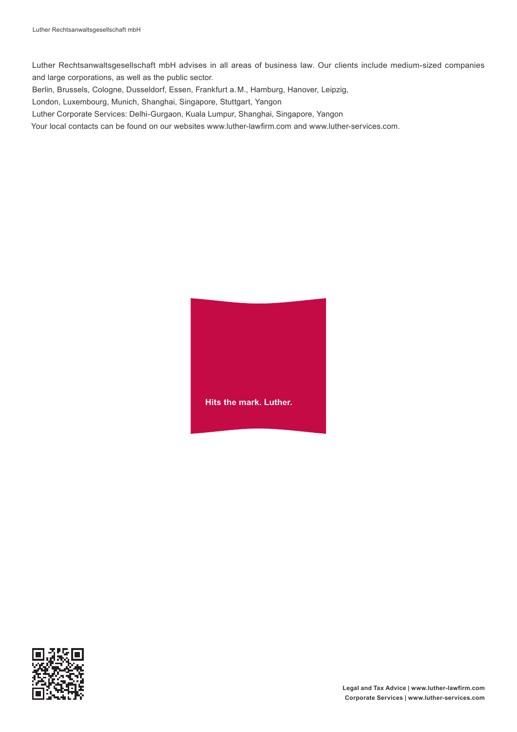Luther Rechtsanwaltsgesellschaft mbH advises in all areas of business law. Our clients include medium-sized companies and large corporations, as well as the public sector.

Berlin, Brussels, Cologne, Dusseldorf, Essen, Frankfurt a. M., Hamburg, Hanover, Leipzig,
London, Luxembourg, Munich, Shanghai, Singapore, Stuttgart, Yangon

Luther Corporate Services: Delhi-Gurgaon, Kuala Lumpur, Shanghai, Singapore, Yangon

Your local contacts can be found on our websites www.luther-lawfirm.com and www.luther-services.com.

**Hits the mark. Luther.**

**Legal and Tax Advice | www.luther-lawfirm.com**
**Corporate Services | www.luther-services.com**